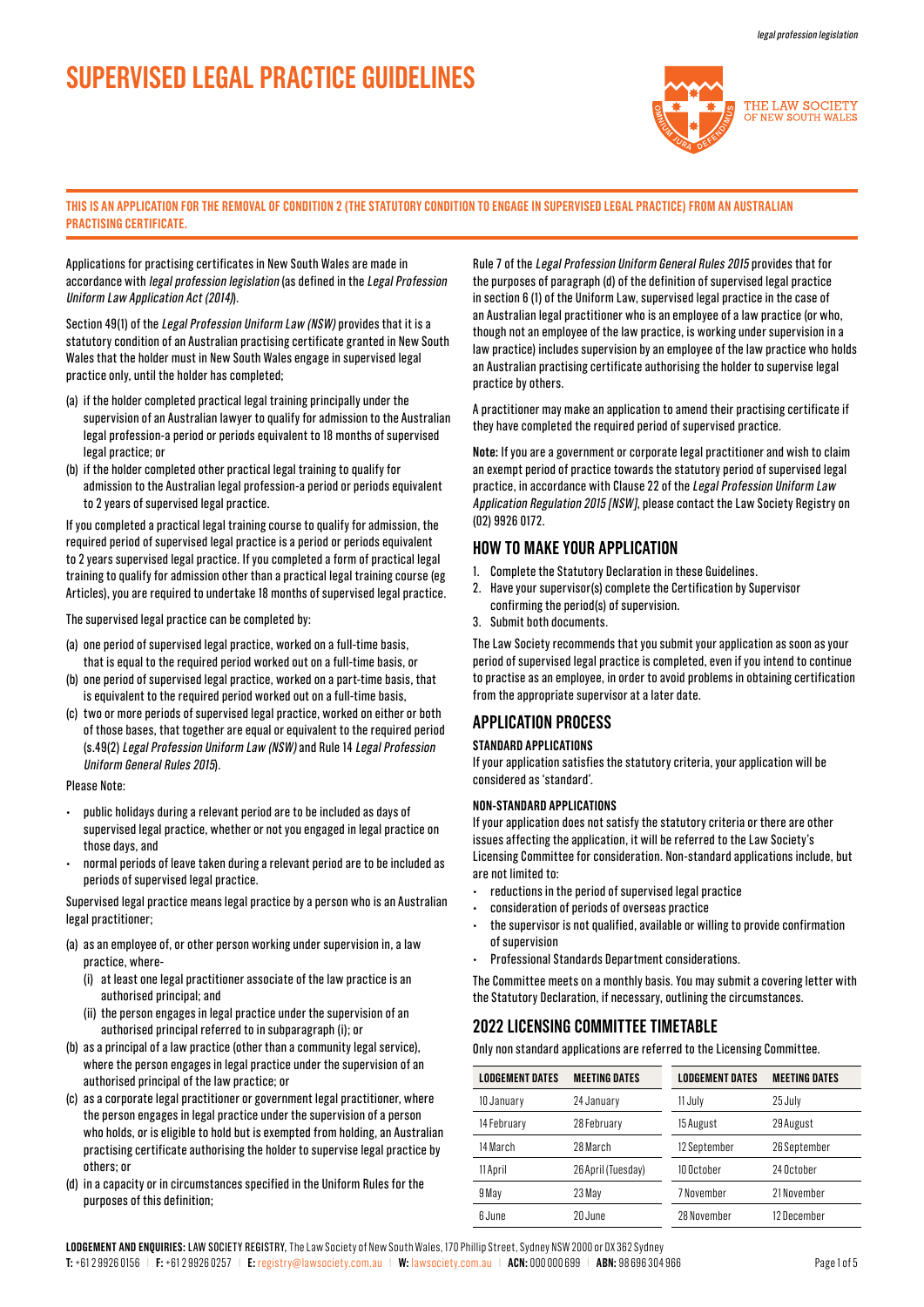# SUPERVISED LEGAL PRACTICE GUIDELINES

**THIS IS AN APPLICATION FOR THE REMOVAL OF CONDITION 2 (THE STATUTORY CONDITION TO ENGAGE IN SUPERVISED LEGAL PRACTICE) FROM AN AUSTRALIAN PRACTISING CERTIFICATE.**

Applications for practising certificates in New South Wales are made in accordance with *legal profession legislation* (as defined in the *Legal Profession Uniform Law Application Act (2014)*).

Section 49(1) of the *Legal Profession Uniform Law (NSW)* provides that it is a statutory condition of an Australian practising certificate granted in New South Wales that the holder must in New South Wales engage in supervised legal practice only, until the holder has completed;

(a) if the holder completed practical legal training principally under the supervision of an Australian lawyer to qualify for admission to the Australian legal profession-a period or periods equivalent to 18 months of supervised legal practice; or

(b) if the holder completed other practical legal training to qualify for admission to the Australian legal profession-a period or periods equivalent to 2 years of supervised legal practice.

If you completed a practical legal training course to qualify for admission, the required period of supervised legal practice is a period or periods equivalent to 2 years supervised legal practice. If you completed a form of practical legal training to qualify for admission other than a practical legal training course (eg Articles), you are required to undertake 18 months of supervised legal practice.

The supervised legal practice can be completed by:

(a) one period of supervised legal practice, worked on a full-time basis, that is equal to the required period worked out on a full-time basis, or

(b) one period of supervised legal practice, worked on a part-time basis, that is equivalent to the required period worked out on a full-time basis,

(c) two or more periods of supervised legal practice, worked on either or both of those bases, that together are equal or equivalent to the required period (s.49(2) *Legal Profession Uniform Law (NSW)* and Rule 14 *Legal Profession Uniform General Rules 2015*).

Please Note:

- public holidays during a relevant period are to be included as days of supervised legal practice, whether or not you engaged in legal practice on those days, and
- normal periods of leave taken during a relevant period are to be included as periods of supervised legal practice.

Supervised legal practice means legal practice by a person who is an Australian legal practitioner;

(a) as an employee of, or other person working under supervision in, a law practice, where-
   (i) at least one legal practitioner associate of the law practice is an authorised principal; and
   (ii) the person engages in legal practice under the supervision of an authorised principal referred to in subparagraph (i); or

(b) as a principal of a law practice (other than a community legal service), where the person engages in legal practice under the supervision of an authorised principal of the law practice; or

(c) as a corporate legal practitioner or government legal practitioner, where the person engages in legal practice under the supervision of a person who holds, or is eligible to hold but is exempted from holding, an Australian practising certificate authorising the holder to supervise legal practice by others; or

(d) in a capacity or in circumstances specified in the Uniform Rules for the purposes of this definition;

Rule 7 of the *Legal Profession Uniform General Rules 2015* provides that for the purposes of paragraph (d) of the definition of supervised legal practice in section 6 (1) of the Uniform Law, supervised legal practice in the case of an Australian legal practitioner who is an employee of a law practice (or who, though not an employee of the law practice, is working under supervision in a law practice) includes supervision by an employee of the law practice who holds an Australian practising certificate authorising the holder to supervise legal practice by others.

A practitioner may make an application to amend their practising certificate if they have completed the required period of supervised practice.

**Note:** If you are a government or corporate legal practitioner and wish to claim an exempt period of practice towards the statutory period of supervised legal practice, in accordance with Clause 22 of the *Legal Profession Uniform Law Application Regulation 2015 [NSW]*, please contact the Law Society Registry on (02) 9926 0172.

## HOW TO MAKE YOUR APPLICATION

1. Complete the Statutory Declaration in these Guidelines.
2. Have your supervisor(s) complete the Certification by Supervisor confirming the period(s) of supervision.
3. Submit both documents.

The Law Society recommends that you submit your application as soon as your period of supervised legal practice is completed, even if you intend to continue to practise as an employee, in order to avoid problems in obtaining certification from the appropriate supervisor at a later date.

## APPLICATION PROCESS

### STANDARD APPLICATIONS

If your application satisfies the statutory criteria, your application will be considered as 'standard'.

### NON-STANDARD APPLICATIONS

If your application does not satisfy the statutory criteria or there are other issues affecting the application, it will be referred to the Law Society's Licensing Committee for consideration. Non-standard applications include, but are not limited to:

- reductions in the period of supervised legal practice
- consideration of periods of overseas practice
- the supervisor is not qualified, available or willing to provide confirmation of supervision
- Professional Standards Department considerations.

The Committee meets on a monthly basis. You may submit a covering letter with the Statutory Declaration, if necessary, outlining the circumstances.

## 2022 LICENSING COMMITTEE TIMETABLE

Only non standard applications are referred to the Licensing Committee.

| LODGEMENT DATES | MEETING DATES | LODGEMENT DATES | MEETING DATES |
|---|---|---|---|
| 10 January | 24 January | 11 July | 25 July |
| 14 February | 28 February | 15 August | 29 August |
| 14 March | 28 March | 12 September | 26 September |
| 11 April | 26 April (Tuesday) | 10 October | 24 October |
| 9 May | 23 May | 7 November | 21 November |
| 6 June | 20 June | 28 November | 12 December |

**LODGEMENT AND ENQUIRIES:** LAW SOCIETY REGISTRY, The Law Society of New South Wales, 170 Phillip Street, Sydney NSW 2000 or DX 362 Sydney
**T:** +61 2 9926 0156 | **F:** +61 2 9926 0257 | **E:** registry@lawsociety.com.au | **W:** lawsociety.com.au | **ACN:** 000 000 699 | **ABN:** 98 696 304 966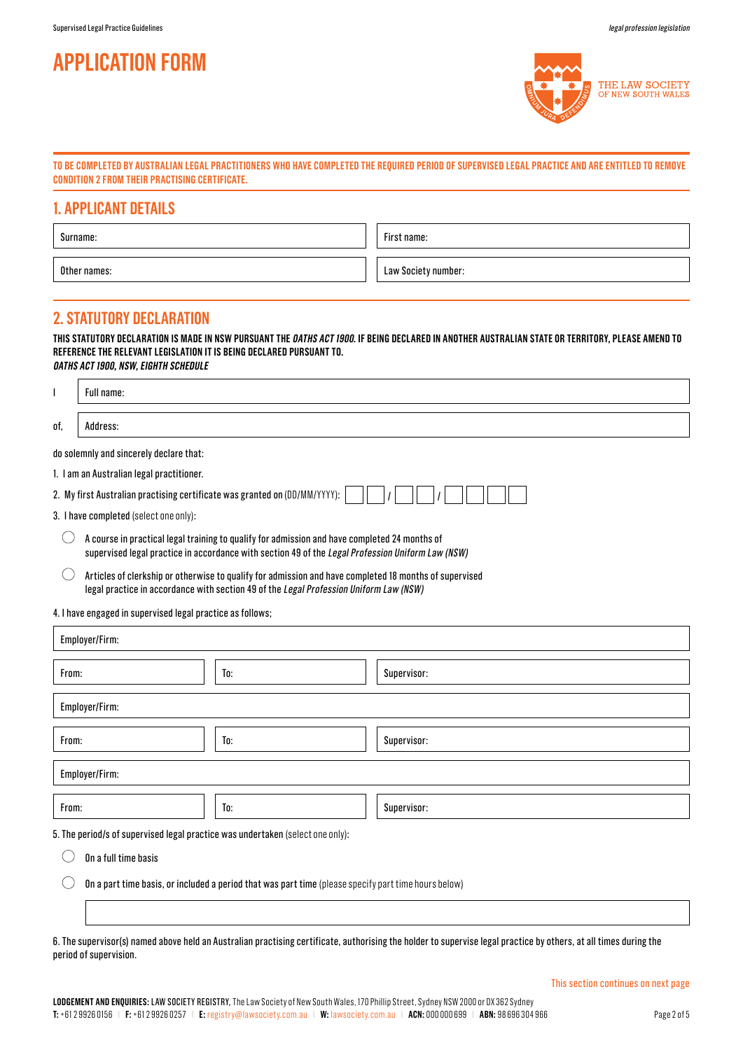# APPLICATION FORM

THE LAW SOCIETY OF NEW SOUTH WALES

**TO BE COMPLETED BY AUSTRALIAN LEGAL PRACTITIONERS WHO HAVE COMPLETED THE REQUIRED PERIOD OF SUPERVISED LEGAL PRACTICE AND ARE ENTITLED TO REMOVE CONDITION 2 FROM THEIR PRACTISING CERTIFICATE.**

## 1. APPLICANT DETAILS

| Surname: | First name: |
|---|---|
| Other names: | Law Society number: |

## 2. STATUTORY DECLARATION

**THIS STATUTORY DECLARATION IS MADE IN NSW PURSUANT THE *OATHS ACT 1900*. IF BEING DECLARED IN ANOTHER AUSTRALIAN STATE OR TERRITORY, PLEASE AMEND TO REFERENCE THE RELEVANT LEGISLATION IT IS BEING DECLARED PURSUANT TO.**
***OATHS ACT 1900, NSW, EIGHTH SCHEDULE***

I Full name:

of, Address:

do solemnly and sincerely declare that:

1. I am an Australian legal practitioner.
2. My first Australian practising certificate was granted on (DD/MM/YYYY): __ __ / __ __ / __ __ __ __
3. I have completed (select one only):
   - ◯ A course in practical legal training to qualify for admission and have completed 24 months of supervised legal practice in accordance with section 49 of the *Legal Profession Uniform Law (NSW)*
   - ◯ Articles of clerkship or otherwise to qualify for admission and have completed 18 months of supervised legal practice in accordance with section 49 of the *Legal Profession Uniform Law (NSW)*
4. I have engaged in supervised legal practice as follows;

| Employer/Firm: | | |
|---|---|---|
| From: | To: | Supervisor: |
| Employer/Firm: | | |
| From: | To: | Supervisor: |
| Employer/Firm: | | |
| From: | To: | Supervisor: |

5. The period/s of supervised legal practice was undertaken (select one only):
   - ◯ On a full time basis
   - ◯ On a part time basis, or included a period that was part time (please specify part time hours below)

6. The supervisor(s) named above held an Australian practising certificate, authorising the holder to supervise legal practice by others, at all times during the period of supervision.

This section continues on next page

**LODGEMENT AND ENQUIRIES:** LAW SOCIETY REGISTRY, The Law Society of New South Wales, 170 Phillip Street, Sydney NSW 2000 or DX 362 Sydney
**T:** +61 2 9926 0156 | **F:** +61 2 9926 0257 | **E:** registry@lawsociety.com.au | **W:** lawsociety.com.au | **ACN:** 000 000 699 | **ABN:** 98 696 304 966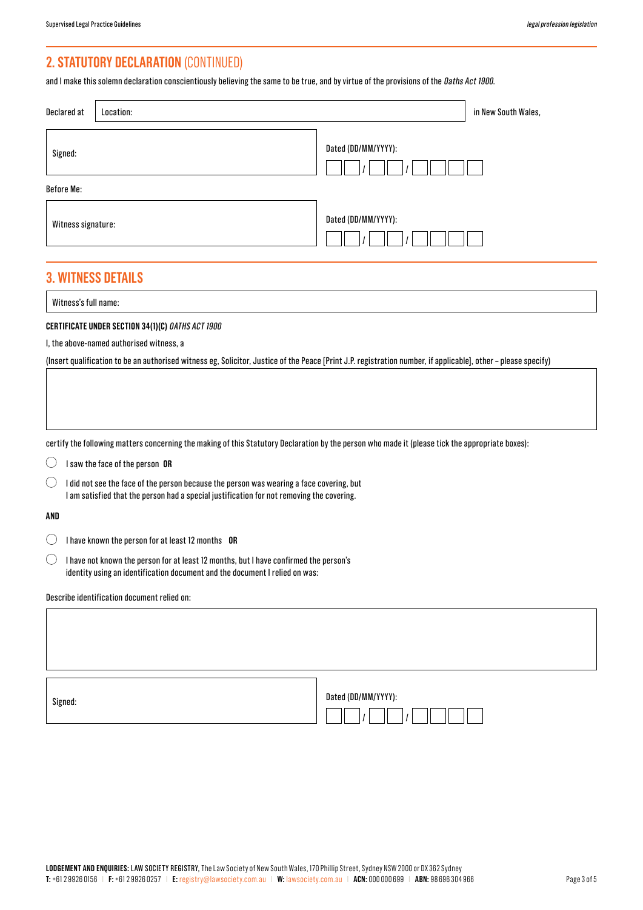## 2. STATUTORY DECLARATION (CONTINUED)

and I make this solemn declaration conscientiously believing the same to be true, and by virtue of the provisions of the *Oaths Act 1900*.

Declared at Location: ______________________ in New South Wales,

Signed: ______________________ Dated (DD/MM/YYYY): __ __ / __ __ / __ __ __ __

Before Me:

Witness signature: ______________________ Dated (DD/MM/YYYY): __ __ / __ __ / __ __ __ __

## 3. WITNESS DETAILS

Witness's full name: ______________________

**CERTIFICATE UNDER SECTION 34(1)(C)** ***OATHS ACT 1900***

I, the above-named authorised witness, a

(Insert qualification to be an authorised witness eg, Solicitor, Justice of the Peace [Print J.P. registration number, if applicable], other – please specify)

______________________

certify the following matters concerning the making of this Statutory Declaration by the person who made it (please tick the appropriate boxes):

- ◯ I saw the face of the person **OR**
- ◯ I did not see the face of the person because the person was wearing a face covering, but I am satisfied that the person had a special justification for not removing the covering.

**AND**

- ◯ I have known the person for at least 12 months **OR**
- ◯ I have not known the person for at least 12 months, but I have confirmed the person's identity using an identification document and the document I relied on was:

Describe identification document relied on:

______________________

Signed: ______________________ Dated (DD/MM/YYYY): __ __ / __ __ / __ __ __ __

**LODGEMENT AND ENQUIRIES:** LAW SOCIETY REGISTRY, The Law Society of New South Wales, 170 Phillip Street, Sydney NSW 2000 or DX 362 Sydney
**T:** +61 2 9926 0156 | **F:** +61 2 9926 0257 | **E:** registry@lawsociety.com.au | **W:** lawsociety.com.au | **ACN:** 000 000 699 | **ABN:** 98 696 304 966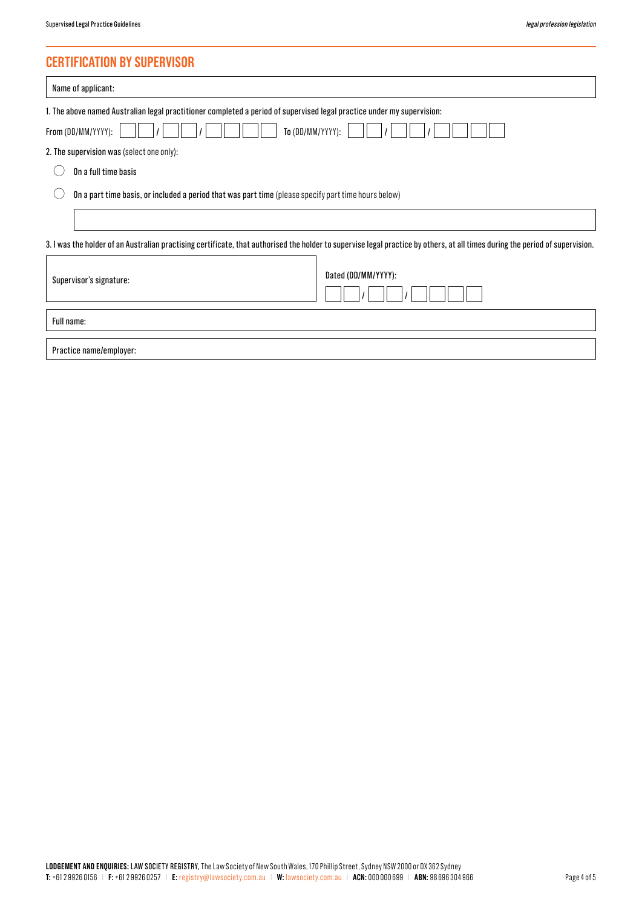## CERTIFICATION BY SUPERVISOR

Name of applicant:

1. The above named Australian legal practitioner completed a period of supervised legal practice under my supervision:

From (DD/MM/YYYY): __ __ / __ __ / __ __ __ __ To (DD/MM/YYYY): __ __ / __ __ / __ __ __ __

2. The supervision was (select one only):

◯ On a full time basis

◯ On a part time basis, or included a period that was part time (please specify part time hours below)

3. I was the holder of an Australian practising certificate, that authorised the holder to supervise legal practice by others, at all times during the period of supervision.

| Supervisor's signature: | Dated (DD/MM/YYYY): __ __ / __ __ / __ __ __ __ |
| --- | --- |

Full name:

Practice name/employer:

**LODGEMENT AND ENQUIRIES:** LAW SOCIETY REGISTRY, The Law Society of New South Wales, 170 Phillip Street, Sydney NSW 2000 or DX 362 Sydney
**T:** +61 2 9926 0156 | **F:** +61 2 9926 0257 | **E:** registry@lawsociety.com.au | **W:** lawsociety.com.au | **ACN:** 000 000 699 | **ABN:** 98 696 304 966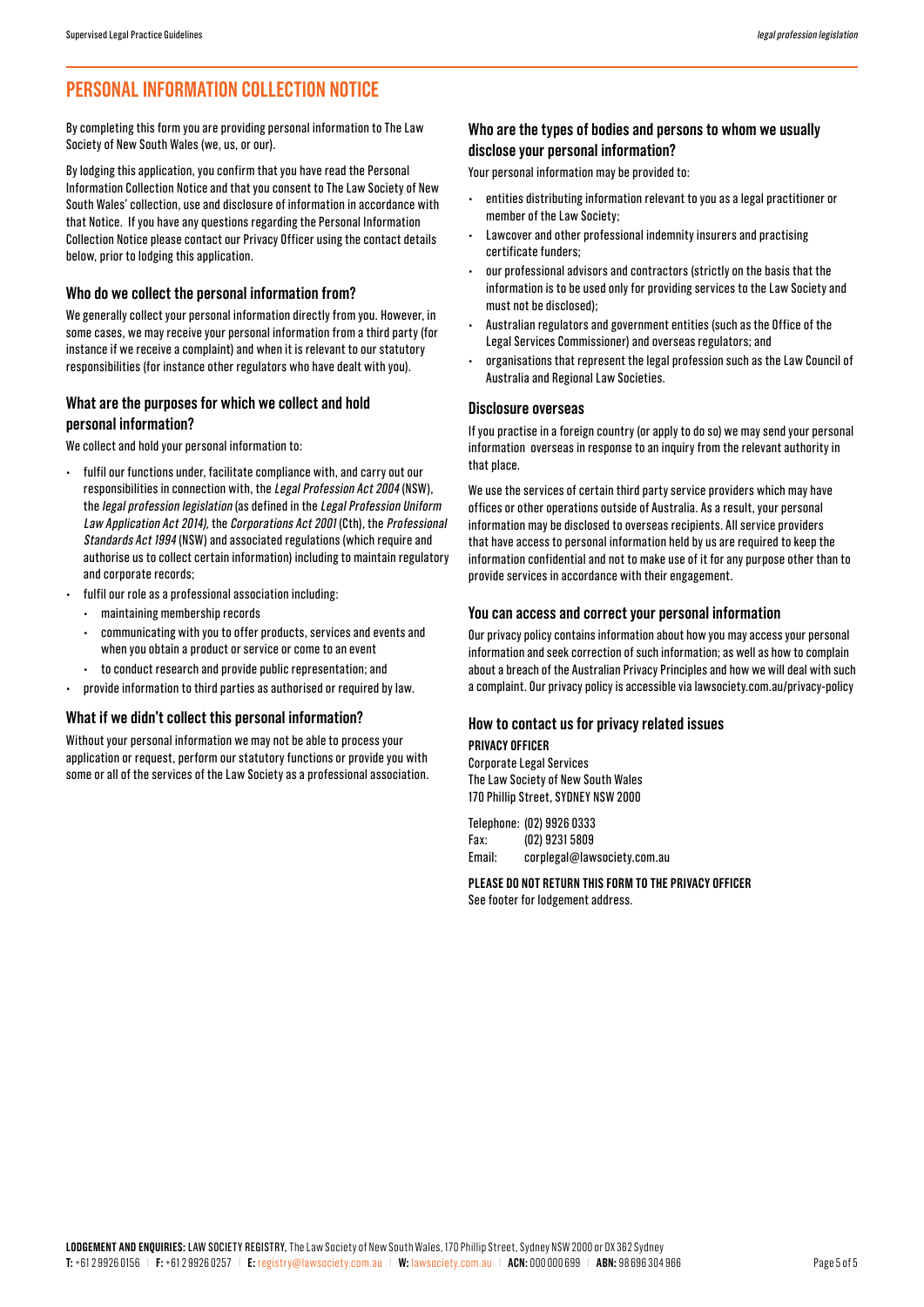# PERSONAL INFORMATION COLLECTION NOTICE

By completing this form you are providing personal information to The Law Society of New South Wales (we, us, or our).

By lodging this application, you confirm that you have read the Personal Information Collection Notice and that you consent to The Law Society of New South Wales' collection, use and disclosure of information in accordance with that Notice. If you have any questions regarding the Personal Information Collection Notice please contact our Privacy Officer using the contact details below, prior to lodging this application.

### Who do we collect the personal information from?

We generally collect your personal information directly from you. However, in some cases, we may receive your personal information from a third party (for instance if we receive a complaint) and when it is relevant to our statutory responsibilities (for instance other regulators who have dealt with you).

### What are the purposes for which we collect and hold personal information?

We collect and hold your personal information to:

- fulfil our functions under, facilitate compliance with, and carry out our responsibilities in connection with, the *Legal Profession Act 2004* (NSW), the *legal profession legislation* (as defined in the *Legal Profession Uniform Law Application Act 2014)*, the *Corporations Act 2001* (Cth), the *Professional Standards Act 1994* (NSW) and associated regulations (which require and authorise us to collect certain information) including to maintain regulatory and corporate records;
- fulfil our role as a professional association including:
  - maintaining membership records
  - communicating with you to offer products, services and events and when you obtain a product or service or come to an event
  - to conduct research and provide public representation; and
- provide information to third parties as authorised or required by law.

### What if we didn't collect this personal information?

Without your personal information we may not be able to process your application or request, perform our statutory functions or provide you with some or all of the services of the Law Society as a professional association.

### Who are the types of bodies and persons to whom we usually disclose your personal information?

Your personal information may be provided to:

- entities distributing information relevant to you as a legal practitioner or member of the Law Society;
- Lawcover and other professional indemnity insurers and practising certificate funders;
- our professional advisors and contractors (strictly on the basis that the information is to be used only for providing services to the Law Society and must not be disclosed);
- Australian regulators and government entities (such as the Office of the Legal Services Commissioner) and overseas regulators; and
- organisations that represent the legal profession such as the Law Council of Australia and Regional Law Societies.

### Disclosure overseas

If you practise in a foreign country (or apply to do so) we may send your personal information overseas in response to an inquiry from the relevant authority in that place.

We use the services of certain third party service providers which may have offices or other operations outside of Australia. As a result, your personal information may be disclosed to overseas recipients. All service providers that have access to personal information held by us are required to keep the information confidential and not to make use of it for any purpose other than to provide services in accordance with their engagement.

### You can access and correct your personal information

Our privacy policy contains information about how you may access your personal information and seek correction of such information; as well as how to complain about a breach of the Australian Privacy Principles and how we will deal with such a complaint. Our privacy policy is accessible via lawsociety.com.au/privacy-policy

### How to contact us for privacy related issues

**PRIVACY OFFICER**
Corporate Legal Services
The Law Society of New South Wales
170 Phillip Street, SYDNEY NSW 2000

Telephone: (02) 9926 0333
Fax: (02) 9231 5809
Email: corplegal@lawsociety.com.au

**PLEASE DO NOT RETURN THIS FORM TO THE PRIVACY OFFICER**
See footer for lodgement address.

**LODGEMENT AND ENQUIRIES:** LAW SOCIETY REGISTRY, The Law Society of New South Wales, 170 Phillip Street, Sydney NSW 2000 or DX 362 Sydney
**T:** +61 2 9926 0156 | **F:** +61 2 9926 0257 | **E:** registry@lawsociety.com.au | **W:** lawsociety.com.au | **ACN:** 000 000 699 | **ABN:** 98 696 304 966